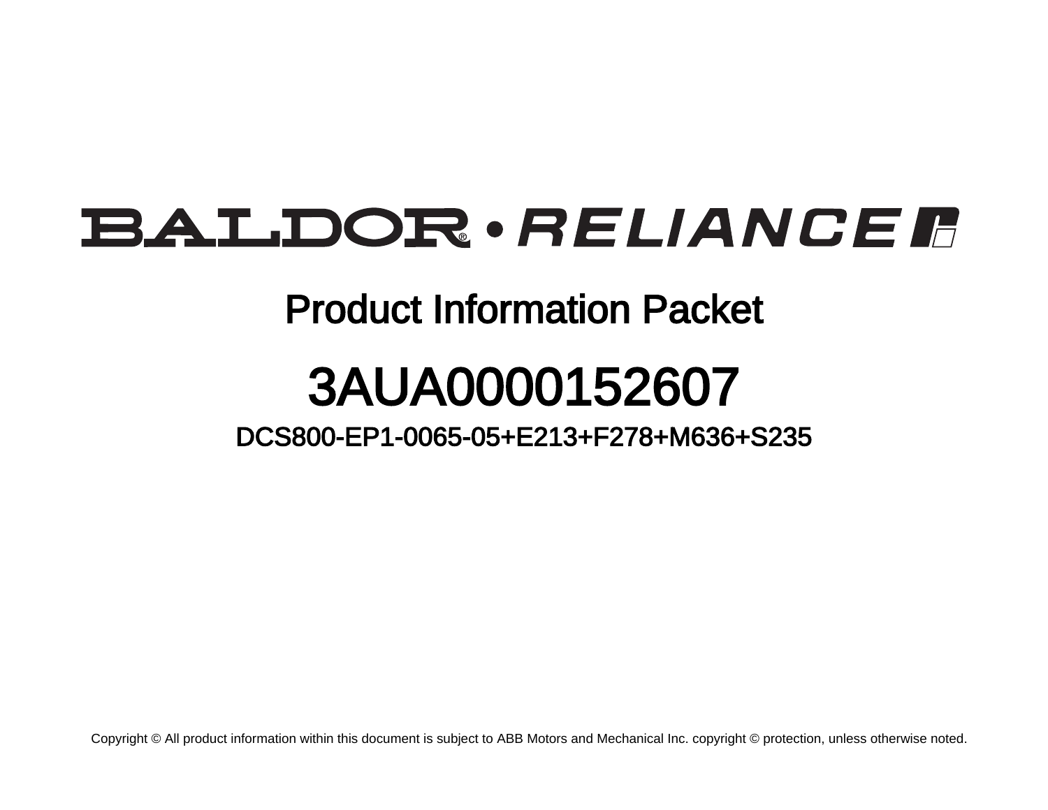BALDOR® • RELIANCE

# Product Information Packet

# 3AUA0000152607

## DCS800-EP1-0065-05+E213+F278+M636+S235

Copyright © All product information within this document is subject to ABB Motors and Mechanical Inc. copyright © protection, unless otherwise noted.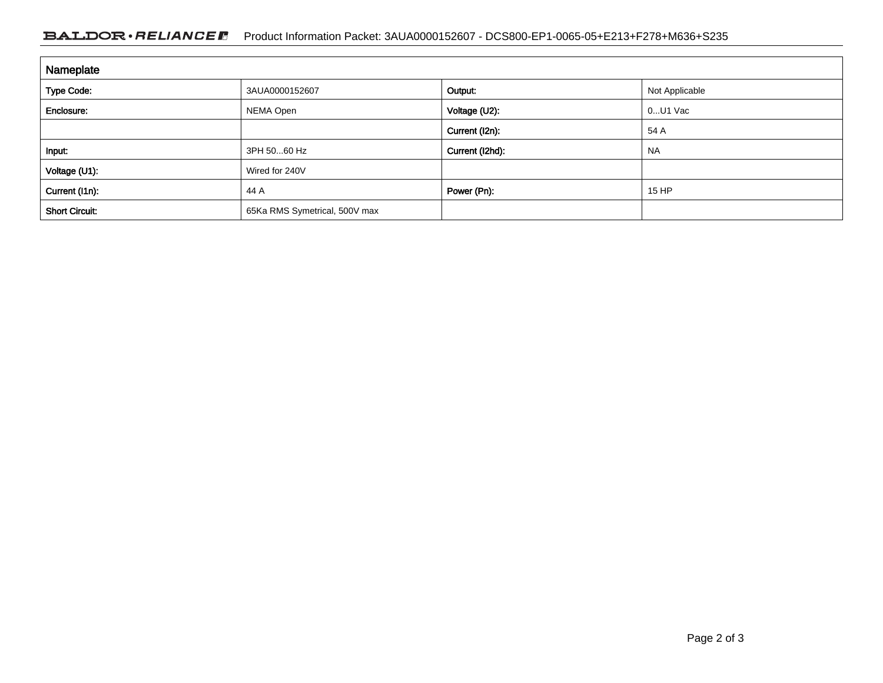## Nameplate

| | | | |
|---|---|---|---|
| **Type Code:** | 3AUA0000152607 | **Output:** | Not Applicable |
| **Enclosure:** | NEMA Open | **Voltage (U2):** | 0...U1 Vac |
| | | **Current (I2n):** | 54 A |
| **Input:** | 3PH 50...60 Hz | **Current (I2hd):** | NA |
| **Voltage (U1):** | Wired for 240V | | |
| **Current (I1n):** | 44 A | **Power (Pn):** | 15 HP |
| **Short Circuit:** | 65Ka RMS Symetrical, 500V max | | |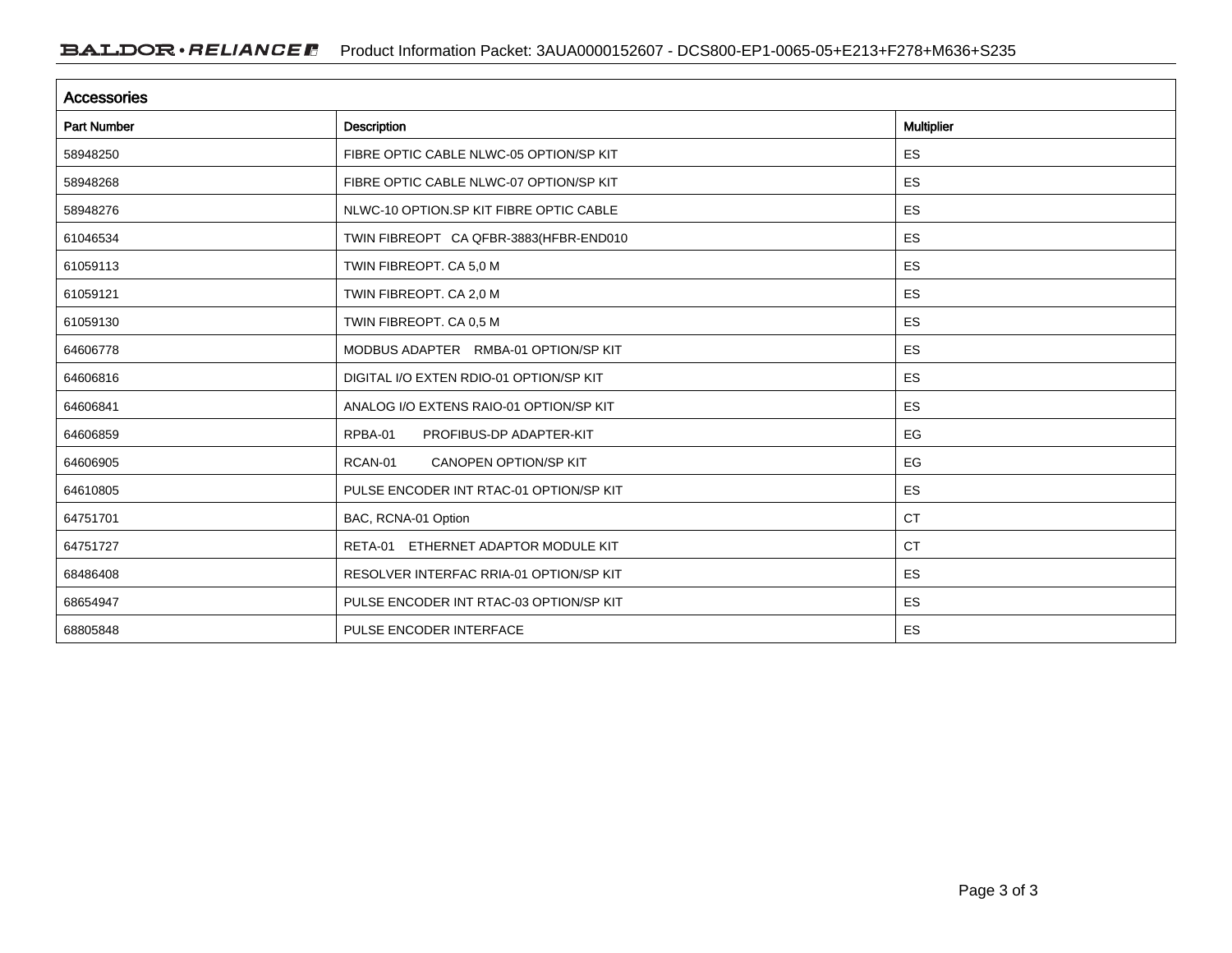## Accessories

| Part Number | Description | Multiplier |
|---|---|---|
| 58948250 | FIBRE OPTIC CABLE NLWC-05 OPTION/SP KIT | ES |
| 58948268 | FIBRE OPTIC CABLE NLWC-07 OPTION/SP KIT | ES |
| 58948276 | NLWC-10 OPTION.SP KIT FIBRE OPTIC CABLE | ES |
| 61046534 | TWIN FIBREOPT CA QFBR-3883(HFBR-END010 | ES |
| 61059113 | TWIN FIBREOPT. CA 5,0 M | ES |
| 61059121 | TWIN FIBREOPT. CA 2,0 M | ES |
| 61059130 | TWIN FIBREOPT. CA 0,5 M | ES |
| 64606778 | MODBUS ADAPTER RMBA-01 OPTION/SP KIT | ES |
| 64606816 | DIGITAL I/O EXTEN RDIO-01 OPTION/SP KIT | ES |
| 64606841 | ANALOG I/O EXTENS RAIO-01 OPTION/SP KIT | ES |
| 64606859 | RPBA-01 PROFIBUS-DP ADAPTER-KIT | EG |
| 64606905 | RCAN-01 CANOPEN OPTION/SP KIT | EG |
| 64610805 | PULSE ENCODER INT RTAC-01 OPTION/SP KIT | ES |
| 64751701 | BAC, RCNA-01 Option | CT |
| 64751727 | RETA-01 ETHERNET ADAPTOR MODULE KIT | CT |
| 68486408 | RESOLVER INTERFAC RRIA-01 OPTION/SP KIT | ES |
| 68654947 | PULSE ENCODER INT RTAC-03 OPTION/SP KIT | ES |
| 68805848 | PULSE ENCODER INTERFACE | ES |